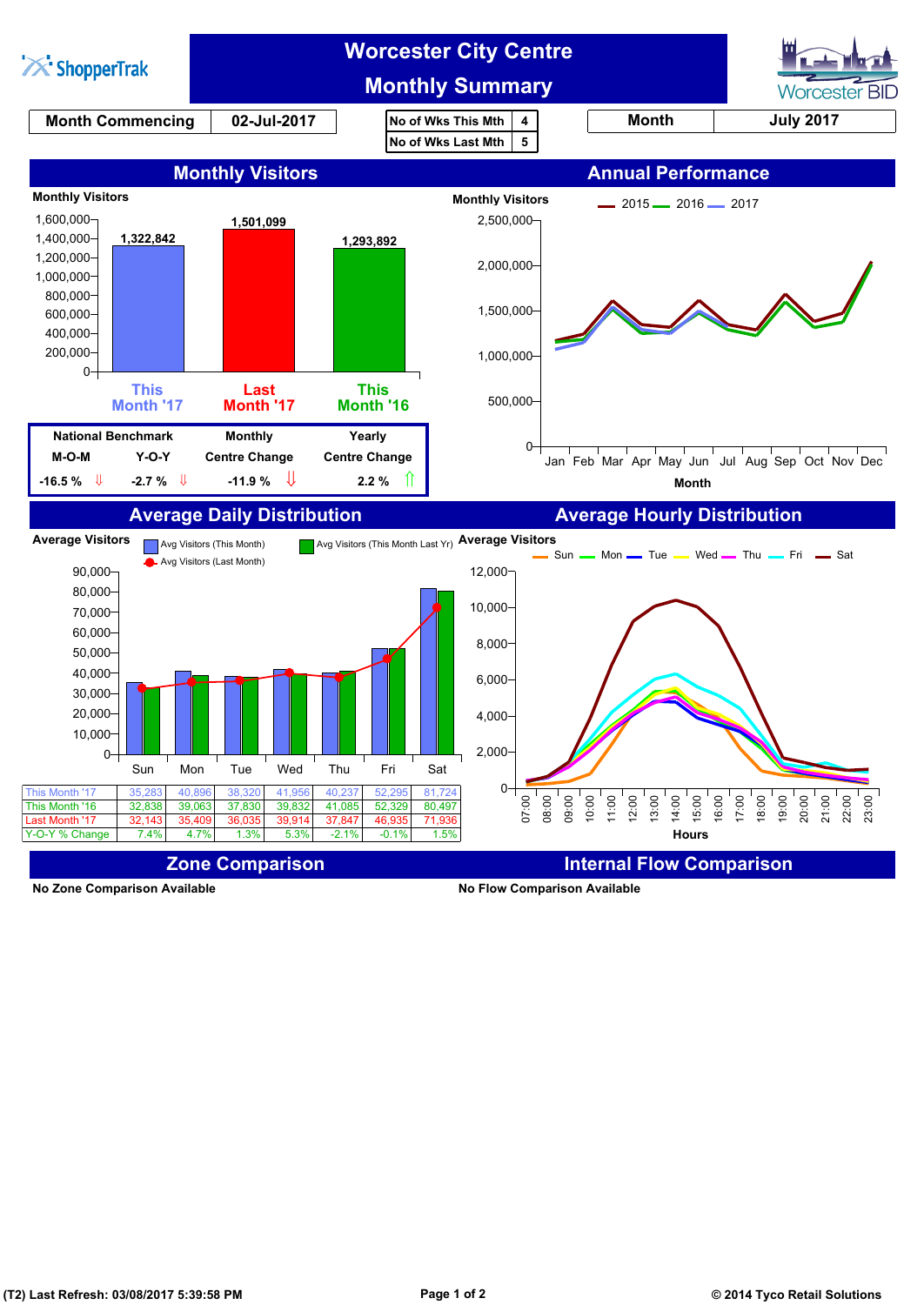ShopperTrak

# Worcester City Centre
# Monthly Summary

Worcester BID

| Month Commencing | 02-Jul-2017 |
|---|---|

| No of Wks This Mth | 4 |
|---|---|
| No of Wks Last Mth | 5 |

| Month | July 2017 |
|---|---|

## Monthly Visitors

Monthly Visitors

| | This Month '17 | Last Month '17 | This Month '16 |
|---|---|---|---|
| Monthly Visitors | 1,322,842 | 1,501,099 | 1,293,892 |

| National Benchmark | | Monthly | Yearly |
|---|---|---|---|
| M-O-M | Y-O-Y | Centre Change | Centre Change |
| -16.5 % ⇩ | -2.7 % ⇩ | -11.9 % ⇩ | 2.2 % ⇧ |

## Annual Performance

Monthly Visitors — 2015, 2016, 2017

Month: Jan Feb Mar Apr May Jun Jul Aug Sep Oct Nov Dec

## Average Daily Distribution

Average Visitors — Avg Visitors (This Month), Avg Visitors (This Month Last Yr), Avg Visitors (Last Month)

| | Sun | Mon | Tue | Wed | Thu | Fri | Sat |
|---|---|---|---|---|---|---|---|
| This Month '17 | 35,283 | 40,896 | 38,320 | 41,956 | 40,237 | 52,295 | 81,724 |
| This Month '16 | 32,838 | 39,063 | 37,830 | 39,832 | 41,085 | 52,329 | 80,497 |
| Last Month '17 | 32,143 | 35,409 | 36,035 | 39,914 | 37,847 | 46,935 | 71,936 |
| Y-O-Y % Change | 7.4% | 4.7% | 1.3% | 5.3% | -2.1% | -0.1% | 1.5% |

## Average Hourly Distribution

Average Visitors — Sun, Mon, Tue, Wed, Thu, Fri, Sat

Hours: 07:00 – 23:00

## Zone Comparison

No Zone Comparison Available

## Internal Flow Comparison

No Flow Comparison Available

(T2) Last Refresh: 03/08/2017 5:39:58 PM

© 2014 Tyco Retail Solutions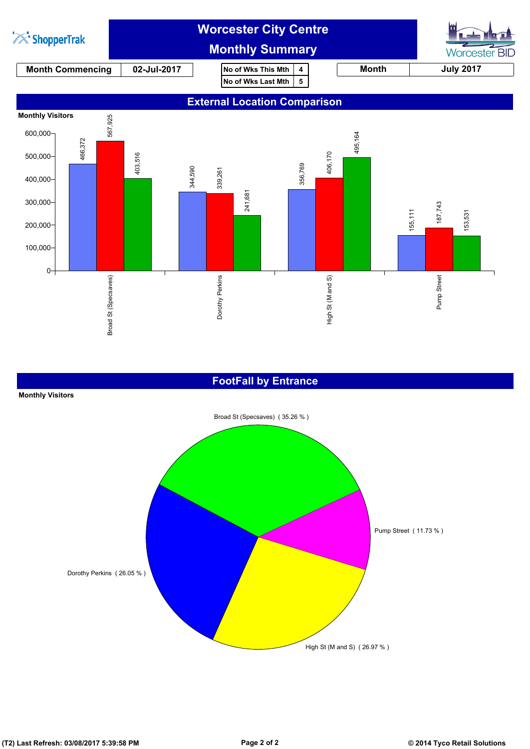# Worcester City Centre Monthly Summary

| Month Commencing | 02-Jul-2017 |
|---|---|

| No of Wks This Mth | 4 |
|---|---|
| No of Wks Last Mth | 5 |

| Month | July 2017 |
|---|---|

## External Location Comparison

**Monthly Visitors**

| Location | Blue | Red | Green |
|---|---|---|---|
| Broad St (Specsaves) | 466,372 | 567,925 | 403,516 |
| Dorothy Perkins | 344,590 | 339,261 | 241,681 |
| High St (M and S) | 356,769 | 406,170 | 495,164 |
| Pump Street | 155,111 | 187,743 | 153,531 |

## FootFall by Entrance

**Monthly Visitors**

- Broad St (Specsaves) ( 35.26 % )
- Pump Street ( 11.73 % )
- High St (M and S) ( 26.97 % )
- Dorothy Perkins ( 26.05 % )

(T2) Last Refresh: 03/08/2017 5:39:58 PM

© 2014 Tyco Retail Solutions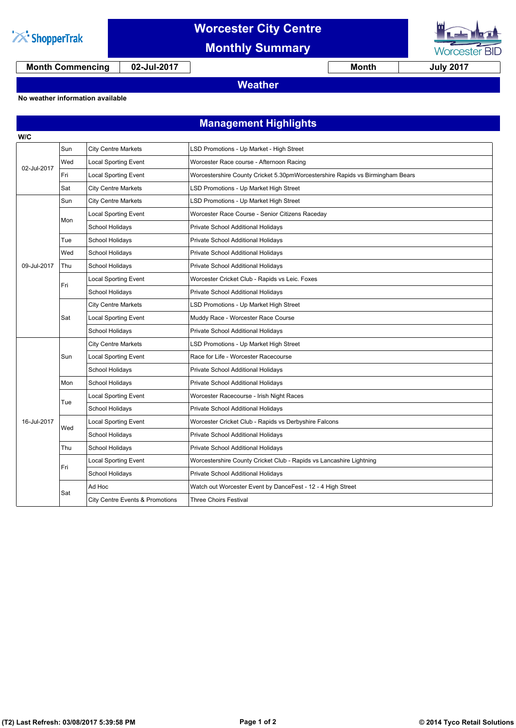# Worcester City Centre Monthly Summary

| Month Commencing | 02-Jul-2017 | Month | July 2017 |
|---|---|---|---|

## Weather

**No weather information available**

## Management Highlights

| W/C | Day | Category | Details |
|---|---|---|---|
| 02-Jul-2017 | Sun | City Centre Markets | LSD Promotions - Up Market - High Street |
| | Wed | Local Sporting Event | Worcester Race course - Afternoon Racing |
| | Fri | Local Sporting Event | Worcestershire County Cricket 5.30pmWorcestershire Rapids vs Birmingham Bears |
| | Sat | City Centre Markets | LSD Promotions - Up Market High Street |
| 09-Jul-2017 | Sun | City Centre Markets | LSD Promotions - Up Market High Street |
| | Mon | Local Sporting Event | Worcester Race Course - Senior Citizens Raceday |
| | | School Holidays | Private School Additional Holidays |
| | Tue | School Holidays | Private School Additional Holidays |
| | Wed | School Holidays | Private School Additional Holidays |
| | Thu | School Holidays | Private School Additional Holidays |
| | Fri | Local Sporting Event | Worcester Cricket Club - Rapids vs Leic. Foxes |
| | | School Holidays | Private School Additional Holidays |
| | Sat | City Centre Markets | LSD Promotions - Up Market High Street |
| | | Local Sporting Event | Muddy Race - Worcester Race Course |
| | | School Holidays | Private School Additional Holidays |
| 16-Jul-2017 | Sun | City Centre Markets | LSD Promotions - Up Market High Street |
| | | Local Sporting Event | Race for Life - Worcester Racecourse |
| | | School Holidays | Private School Additional Holidays |
| | Mon | School Holidays | Private School Additional Holidays |
| | Tue | Local Sporting Event | Worcester Racecourse - Irish Night Races |
| | | School Holidays | Private School Additional Holidays |
| | Wed | Local Sporting Event | Worcester Cricket Club - Rapids vs Derbyshire Falcons |
| | | School Holidays | Private School Additional Holidays |
| | Thu | School Holidays | Private School Additional Holidays |
| | Fri | Local Sporting Event | Worcestershire County Cricket Club - Rapids vs Lancashire Lightning |
| | | School Holidays | Private School Additional Holidays |
| | Sat | Ad Hoc | Watch out Worcester Event by DanceFest - 12 - 4 High Street |
| | | City Centre Events & Promotions | Three Choirs Festival |

(T2) Last Refresh: 03/08/2017 5:39:58 PM

© 2014 Tyco Retail Solutions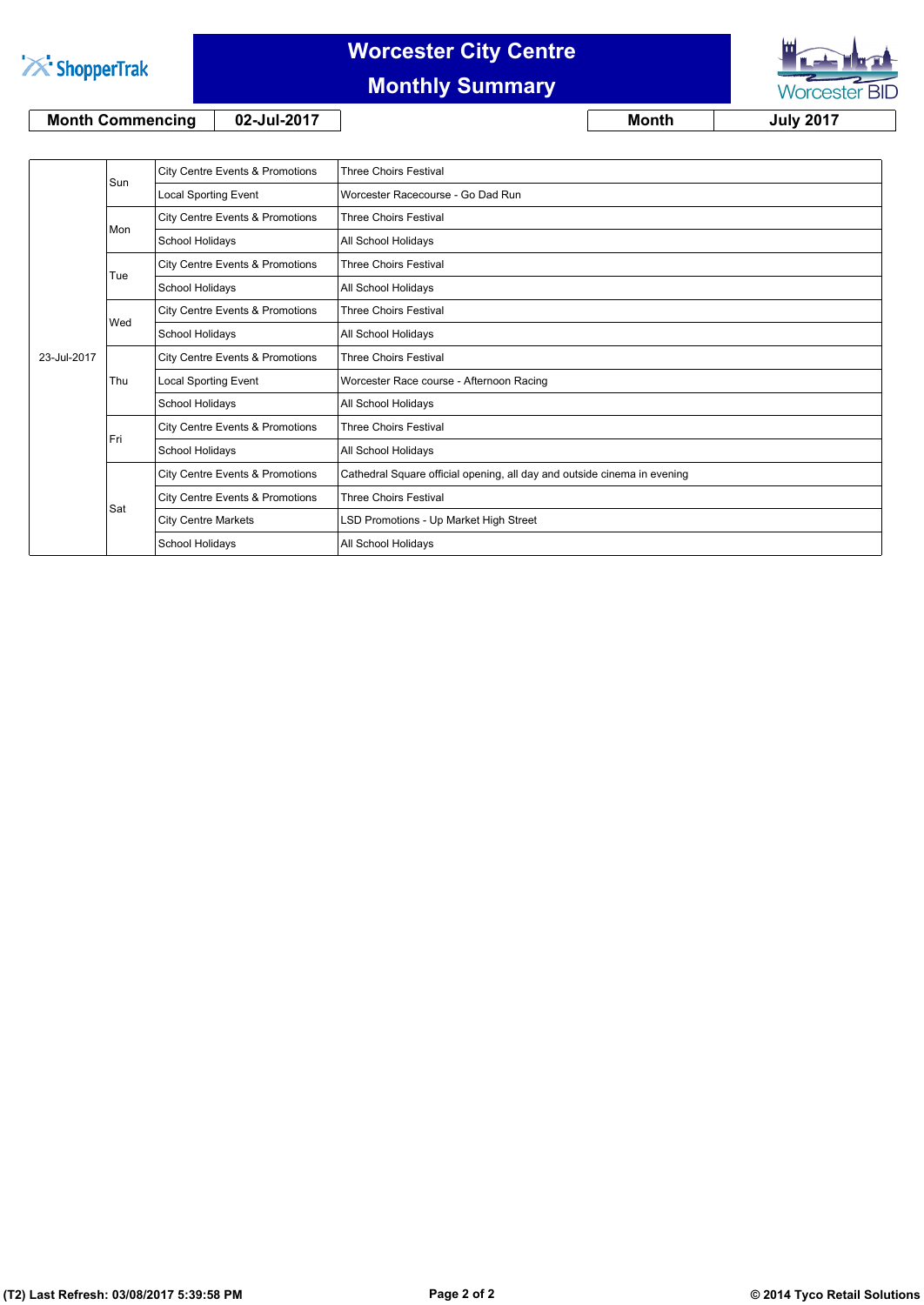# Worcester City Centre
## Monthly Summary

| Month Commencing | 02-Jul-2017 | Month | July 2017 |
|---|---|---|---|

| | | | |
|---|---|---|---|
| 23-Jul-2017 | Sun | City Centre Events & Promotions | Three Choirs Festival |
| | | Local Sporting Event | Worcester Racecourse - Go Dad Run |
| | Mon | City Centre Events & Promotions | Three Choirs Festival |
| | | School Holidays | All School Holidays |
| | Tue | City Centre Events & Promotions | Three Choirs Festival |
| | | School Holidays | All School Holidays |
| | Wed | City Centre Events & Promotions | Three Choirs Festival |
| | | School Holidays | All School Holidays |
| | Thu | City Centre Events & Promotions | Three Choirs Festival |
| | | Local Sporting Event | Worcester Race course - Afternoon Racing |
| | | School Holidays | All School Holidays |
| | Fri | City Centre Events & Promotions | Three Choirs Festival |
| | | School Holidays | All School Holidays |
| | Sat | City Centre Events & Promotions | Cathedral Square official opening, all day and outside cinema in evening |
| | | City Centre Events & Promotions | Three Choirs Festival |
| | | City Centre Markets | LSD Promotions - Up Market High Street |
| | | School Holidays | All School Holidays |

(T2) Last Refresh: 03/08/2017 5:39:58 PM

© 2014 Tyco Retail Solutions